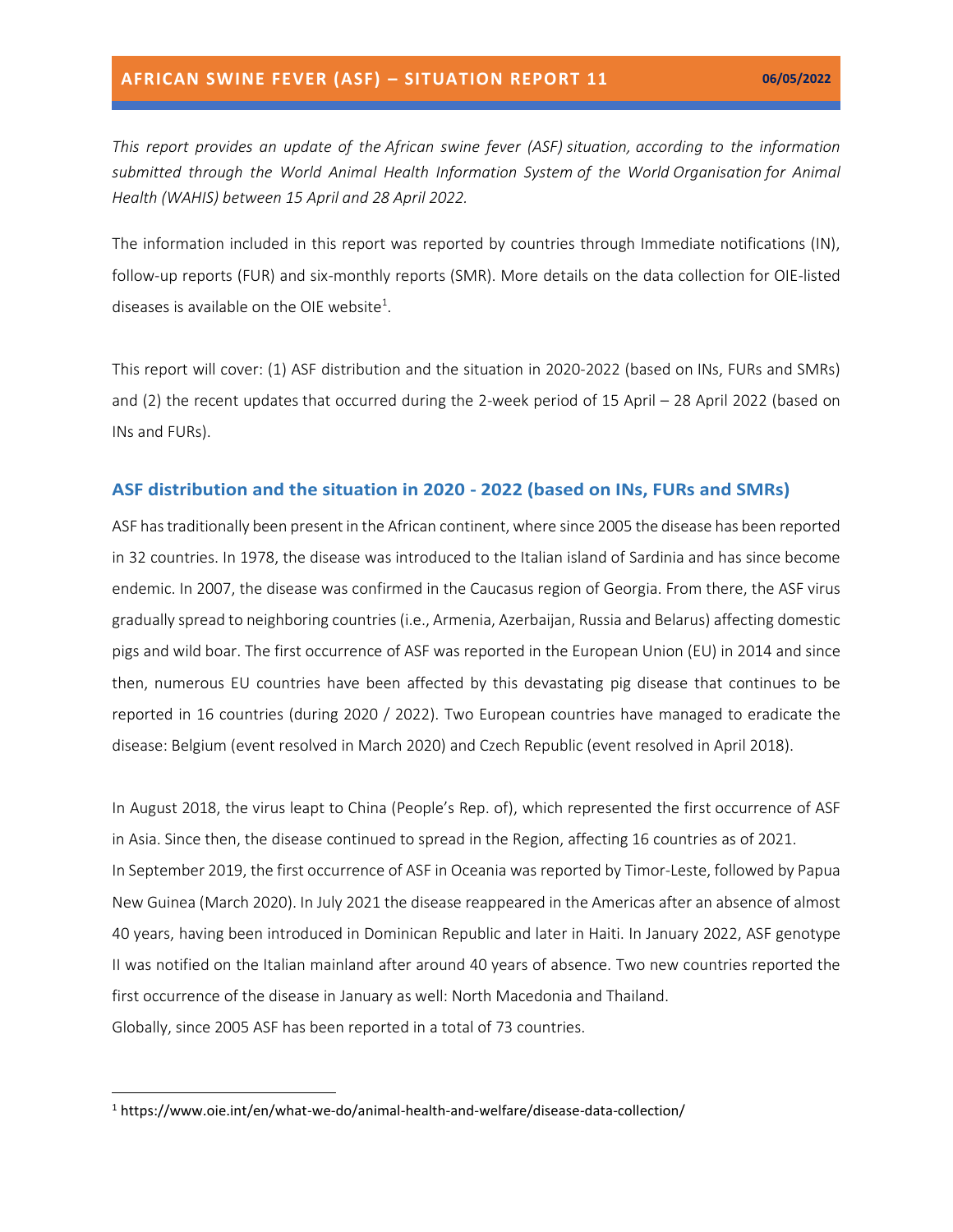# AFRICAN SWINE FEVER (ASF) – SITUATION REPORT 11

**06/05/2022**

*This report provides an update of the African swine fever (ASF) situation, according to the information submitted through the World Animal Health Information System of the World Organisation for Animal Health (WAHIS) between 15 April and 28 April 2022.*

The information included in this report was reported by countries through Immediate notifications (IN), follow-up reports (FUR) and six-monthly reports (SMR). More details on the data collection for OIE-listed diseases is available on the OIE website[1].

This report will cover: (1) ASF distribution and the situation in 2020-2022 (based on INs, FURs and SMRs) and (2) the recent updates that occurred during the 2-week period of 15 April – 28 April 2022 (based on INs and FURs).

## ASF distribution and the situation in 2020 - 2022 (based on INs, FURs and SMRs)

ASF has traditionally been present in the African continent, where since 2005 the disease has been reported in 32 countries. In 1978, the disease was introduced to the Italian island of Sardinia and has since become endemic. In 2007, the disease was confirmed in the Caucasus region of Georgia. From there, the ASF virus gradually spread to neighboring countries (i.e., Armenia, Azerbaijan, Russia and Belarus) affecting domestic pigs and wild boar. The first occurrence of ASF was reported in the European Union (EU) in 2014 and since then, numerous EU countries have been affected by this devastating pig disease that continues to be reported in 16 countries (during 2020 / 2022). Two European countries have managed to eradicate the disease: Belgium (event resolved in March 2020) and Czech Republic (event resolved in April 2018).

In August 2018, the virus leapt to China (People's Rep. of), which represented the first occurrence of ASF in Asia. Since then, the disease continued to spread in the Region, affecting 16 countries as of 2021.
In September 2019, the first occurrence of ASF in Oceania was reported by Timor-Leste, followed by Papua New Guinea (March 2020). In July 2021 the disease reappeared in the Americas after an absence of almost 40 years, having been introduced in Dominican Republic and later in Haiti. In January 2022, ASF genotype II was notified on the Italian mainland after around 40 years of absence. Two new countries reported the first occurrence of the disease in January as well: North Macedonia and Thailand.
Globally, since 2005 ASF has been reported in a total of 73 countries.

---

[1] https://www.oie.int/en/what-we-do/animal-health-and-welfare/disease-data-collection/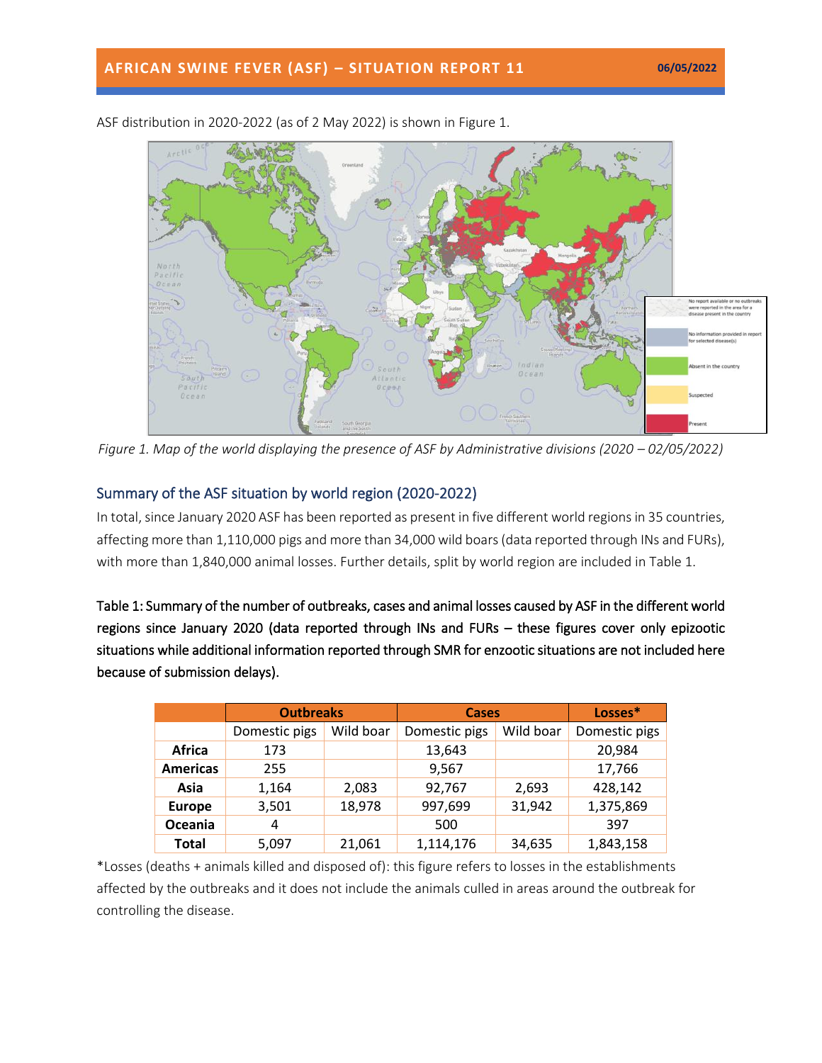ASF distribution in 2020-2022 (as of 2 May 2022) is shown in Figure 1.

*Figure 1. Map of the world displaying the presence of ASF by Administrative divisions (2020 – 02/05/2022)*

## Summary of the ASF situation by world region (2020-2022)

In total, since January 2020 ASF has been reported as present in five different world regions in 35 countries, affecting more than 1,110,000 pigs and more than 34,000 wild boars (data reported through INs and FURs), with more than 1,840,000 animal losses. Further details, split by world region are included in Table 1.

**Table 1: Summary of the number of outbreaks, cases and animal losses caused by ASF in the different world regions since January 2020 (data reported through INs and FURs – these figures cover only epizootic situations while additional information reported through SMR for enzootic situations are not included here because of submission delays).**

| | Outbreaks | | Cases | | Losses* |
|---|---|---|---|---|---|
| | Domestic pigs | Wild boar | Domestic pigs | Wild boar | Domestic pigs |
| **Africa** | 173 | | 13,643 | | 20,984 |
| **Americas** | 255 | | 9,567 | | 17,766 |
| **Asia** | 1,164 | 2,083 | 92,767 | 2,693 | 428,142 |
| **Europe** | 3,501 | 18,978 | 997,699 | 31,942 | 1,375,869 |
| **Oceania** | 4 | | 500 | | 397 |
| **Total** | 5,097 | 21,061 | 1,114,176 | 34,635 | 1,843,158 |

*Losses (deaths + animals killed and disposed of): this figure refers to losses in the establishments affected by the outbreaks and it does not include the animals culled in areas around the outbreak for controlling the disease.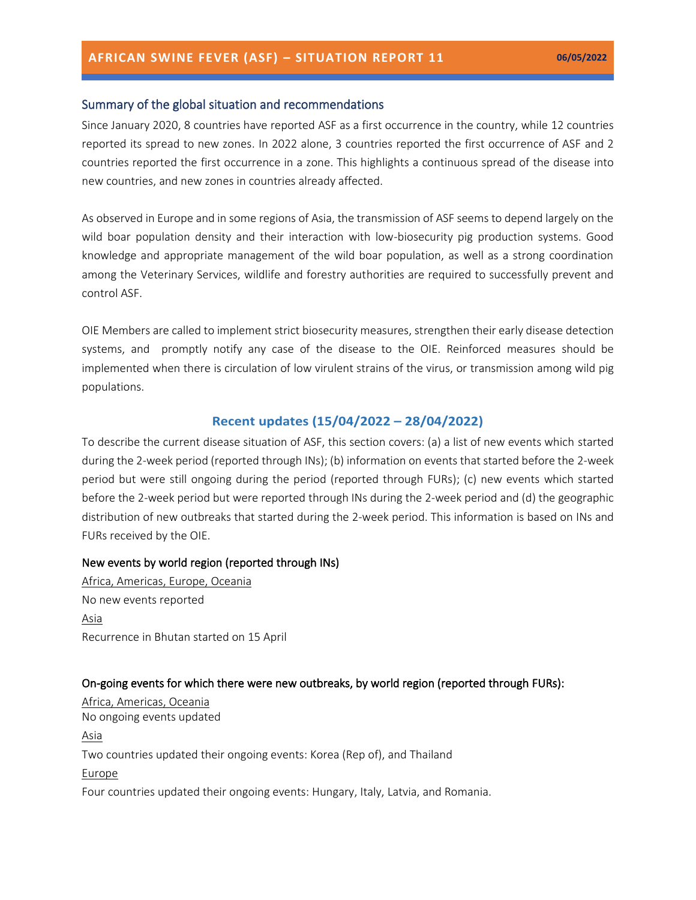## Summary of the global situation and recommendations

Since January 2020, 8 countries have reported ASF as a first occurrence in the country, while 12 countries reported its spread to new zones. In 2022 alone, 3 countries reported the first occurrence of ASF and 2 countries reported the first occurrence in a zone. This highlights a continuous spread of the disease into new countries, and new zones in countries already affected.

As observed in Europe and in some regions of Asia, the transmission of ASF seems to depend largely on the wild boar population density and their interaction with low-biosecurity pig production systems. Good knowledge and appropriate management of the wild boar population, as well as a strong coordination among the Veterinary Services, wildlife and forestry authorities are required to successfully prevent and control ASF.

OIE Members are called to implement strict biosecurity measures, strengthen their early disease detection systems, and promptly notify any case of the disease to the OIE. Reinforced measures should be implemented when there is circulation of low virulent strains of the virus, or transmission among wild pig populations.

## Recent updates (15/04/2022 – 28/04/2022)

To describe the current disease situation of ASF, this section covers: (a) a list of new events which started during the 2-week period (reported through INs); (b) information on events that started before the 2-week period but were still ongoing during the period (reported through FURs); (c) new events which started before the 2-week period but were reported through INs during the 2-week period and (d) the geographic distribution of new outbreaks that started during the 2-week period. This information is based on INs and FURs received by the OIE.

### New events by world region (reported through INs)

Africa, Americas, Europe, Oceania

No new events reported

Asia

Recurrence in Bhutan started on 15 April

### On-going events for which there were new outbreaks, by world region (reported through FURs):

Africa, Americas, Oceania

No ongoing events updated

Asia

Two countries updated their ongoing events: Korea (Rep of), and Thailand

Europe

Four countries updated their ongoing events: Hungary, Italy, Latvia, and Romania.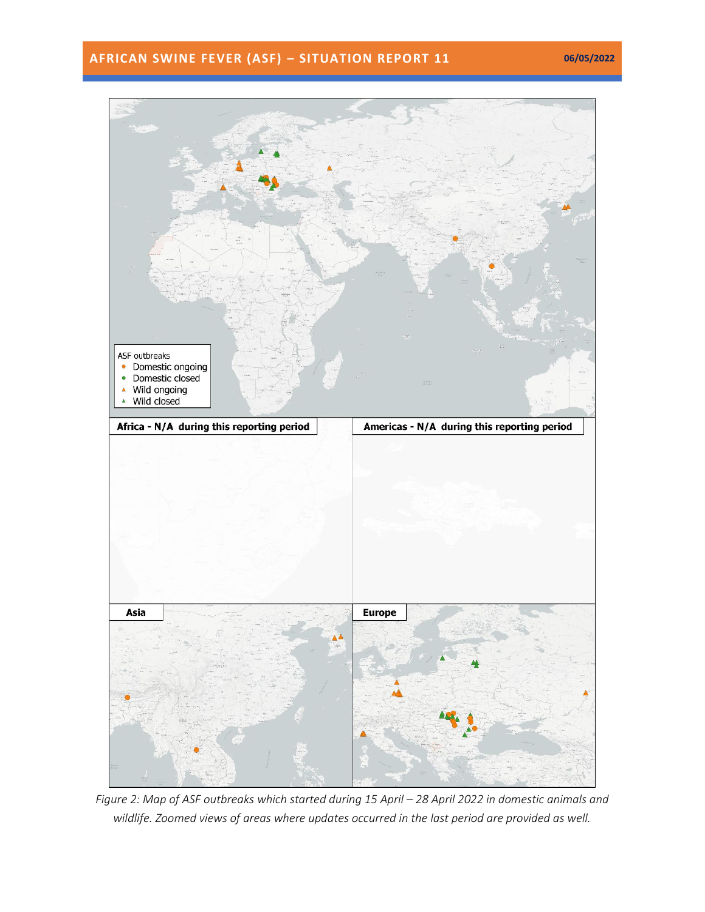ASF outbreaks
- Domestic ongoing
- Domestic closed
- Wild ongoing
- Wild closed

**Africa - N/A during this reporting period**

**Americas - N/A during this reporting period**

**Asia**

**Europe**

*Figure 2: Map of ASF outbreaks which started during 15 April – 28 April 2022 in domestic animals and wildlife. Zoomed views of areas where updates occurred in the last period are provided as well.*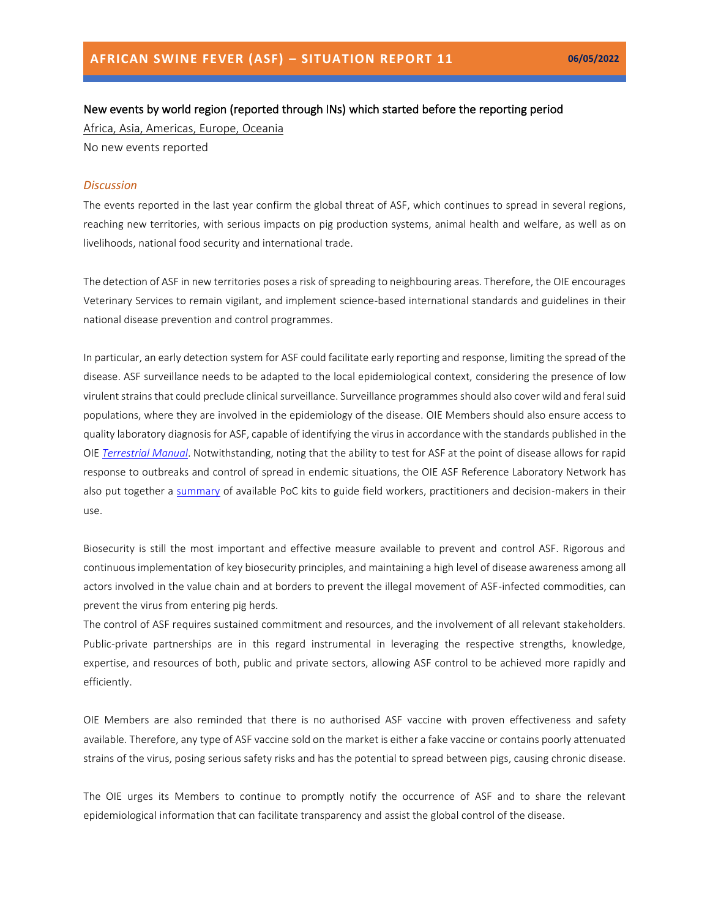### New events by world region (reported through INs) which started before the reporting period

Africa, Asia, Americas, Europe, Oceania

No new events reported

*Discussion*

The events reported in the last year confirm the global threat of ASF, which continues to spread in several regions, reaching new territories, with serious impacts on pig production systems, animal health and welfare, as well as on livelihoods, national food security and international trade.

The detection of ASF in new territories poses a risk of spreading to neighbouring areas. Therefore, the OIE encourages Veterinary Services to remain vigilant, and implement science-based international standards and guidelines in their national disease prevention and control programmes.

In particular, an early detection system for ASF could facilitate early reporting and response, limiting the spread of the disease. ASF surveillance needs to be adapted to the local epidemiological context, considering the presence of low virulent strains that could preclude clinical surveillance. Surveillance programmes should also cover wild and feral suid populations, where they are involved in the epidemiology of the disease. OIE Members should also ensure access to quality laboratory diagnosis for ASF, capable of identifying the virus in accordance with the standards published in the OIE *Terrestrial Manual*. Notwithstanding, noting that the ability to test for ASF at the point of disease allows for rapid response to outbreaks and control of spread in endemic situations, the OIE ASF Reference Laboratory Network has also put together a summary of available PoC kits to guide field workers, practitioners and decision-makers in their use.

Biosecurity is still the most important and effective measure available to prevent and control ASF. Rigorous and continuous implementation of key biosecurity principles, and maintaining a high level of disease awareness among all actors involved in the value chain and at borders to prevent the illegal movement of ASF-infected commodities, can prevent the virus from entering pig herds.

The control of ASF requires sustained commitment and resources, and the involvement of all relevant stakeholders. Public-private partnerships are in this regard instrumental in leveraging the respective strengths, knowledge, expertise, and resources of both, public and private sectors, allowing ASF control to be achieved more rapidly and efficiently.

OIE Members are also reminded that there is no authorised ASF vaccine with proven effectiveness and safety available. Therefore, any type of ASF vaccine sold on the market is either a fake vaccine or contains poorly attenuated strains of the virus, posing serious safety risks and has the potential to spread between pigs, causing chronic disease.

The OIE urges its Members to continue to promptly notify the occurrence of ASF and to share the relevant epidemiological information that can facilitate transparency and assist the global control of the disease.